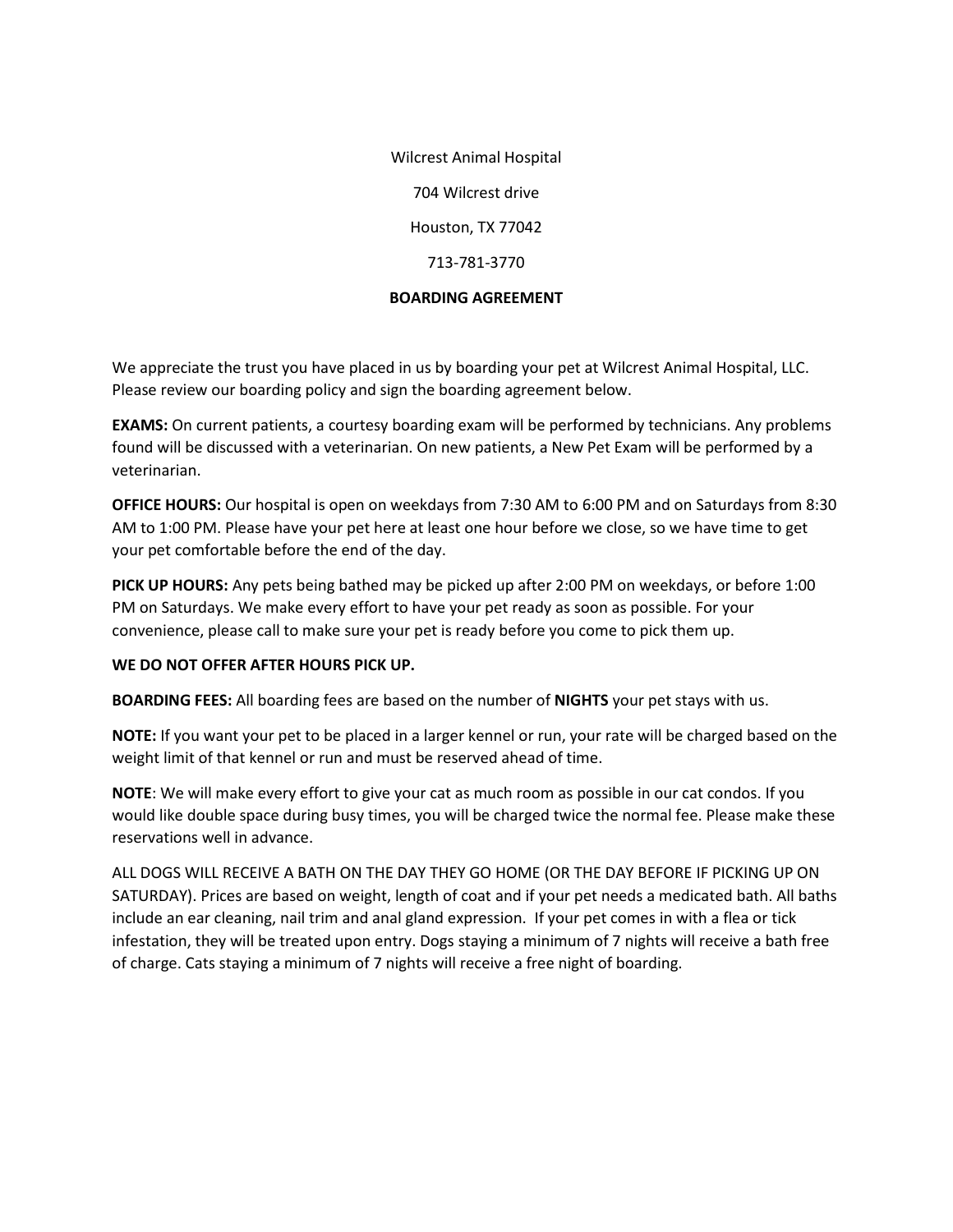Wilcrest Animal Hospital

704 Wilcrest drive

Houston, TX 77042

713-781-3770

**BOARDING AGREEMENT**

We appreciate the trust you have placed in us by boarding your pet at Wilcrest Animal Hospital, LLC. Please review our boarding policy and sign the boarding agreement below.

**EXAMS:** On current patients, a courtesy boarding exam will be performed by technicians. Any problems found will be discussed with a veterinarian. On new patients, a New Pet Exam will be performed by a veterinarian.

**OFFICE HOURS:** Our hospital is open on weekdays from 7:30 AM to 6:00 PM and on Saturdays from 8:30 AM to 1:00 PM. Please have your pet here at least one hour before we close, so we have time to get your pet comfortable before the end of the day.

**PICK UP HOURS:** Any pets being bathed may be picked up after 2:00 PM on weekdays, or before 1:00 PM on Saturdays. We make every effort to have your pet ready as soon as possible. For your convenience, please call to make sure your pet is ready before you come to pick them up.

**WE DO NOT OFFER AFTER HOURS PICK UP.**

**BOARDING FEES:** All boarding fees are based on the number of **NIGHTS** your pet stays with us.

**NOTE:** If you want your pet to be placed in a larger kennel or run, your rate will be charged based on the weight limit of that kennel or run and must be reserved ahead of time.

**NOTE**: We will make every effort to give your cat as much room as possible in our cat condos. If you would like double space during busy times, you will be charged twice the normal fee. Please make these reservations well in advance.

ALL DOGS WILL RECEIVE A BATH ON THE DAY THEY GO HOME (OR THE DAY BEFORE IF PICKING UP ON SATURDAY). Prices are based on weight, length of coat and if your pet needs a medicated bath. All baths include an ear cleaning, nail trim and anal gland expression. If your pet comes in with a flea or tick infestation, they will be treated upon entry. Dogs staying a minimum of 7 nights will receive a bath free of charge. Cats staying a minimum of 7 nights will receive a free night of boarding.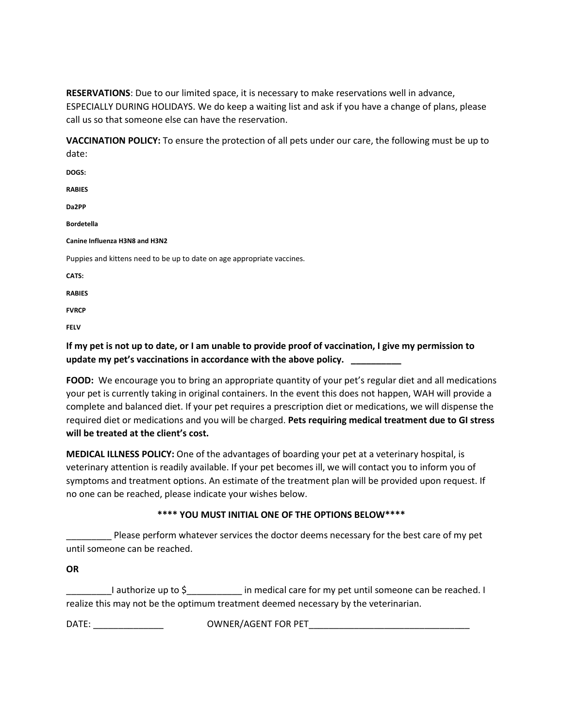**RESERVATIONS**: Due to our limited space, it is necessary to make reservations well in advance, ESPECIALLY DURING HOLIDAYS. We do keep a waiting list and ask if you have a change of plans, please call us so that someone else can have the reservation.

**VACCINATION POLICY:** To ensure the protection of all pets under our care, the following must be up to date:

**DOGS:**

**RABIES**

**Da2PP**

**Bordetella**

**Canine Influenza H3N8 and H3N2**

Puppies and kittens need to be up to date on age appropriate vaccines.

**CATS:**

**RABIES**

**FVRCP**

**FELV**

**If my pet is not up to date, or I am unable to provide proof of vaccination, I give my permission to update my pet's vaccinations in accordance with the above policy. __________**

**FOOD:** We encourage you to bring an appropriate quantity of your pet's regular diet and all medications your pet is currently taking in original containers. In the event this does not happen, WAH will provide a complete and balanced diet. If your pet requires a prescription diet or medications, we will dispense the required diet or medications and you will be charged. **Pets requiring medical treatment due to GI stress will be treated at the client's cost.**

**MEDICAL ILLNESS POLICY:** One of the advantages of boarding your pet at a veterinary hospital, is veterinary attention is readily available. If your pet becomes ill, we will contact you to inform you of symptoms and treatment options. An estimate of the treatment plan will be provided upon request. If no one can be reached, please indicate your wishes below.

**\*\*\*\* YOU MUST INITIAL ONE OF THE OPTIONS BELOW\*\*\*\***

_________ Please perform whatever services the doctor deems necessary for the best care of my pet until someone can be reached.

**OR**

_________I authorize up to $___________ in medical care for my pet until someone can be reached. I realize this may not be the optimum treatment deemed necessary by the veterinarian.

DATE: ______________ OWNER/AGENT FOR PET________________________________